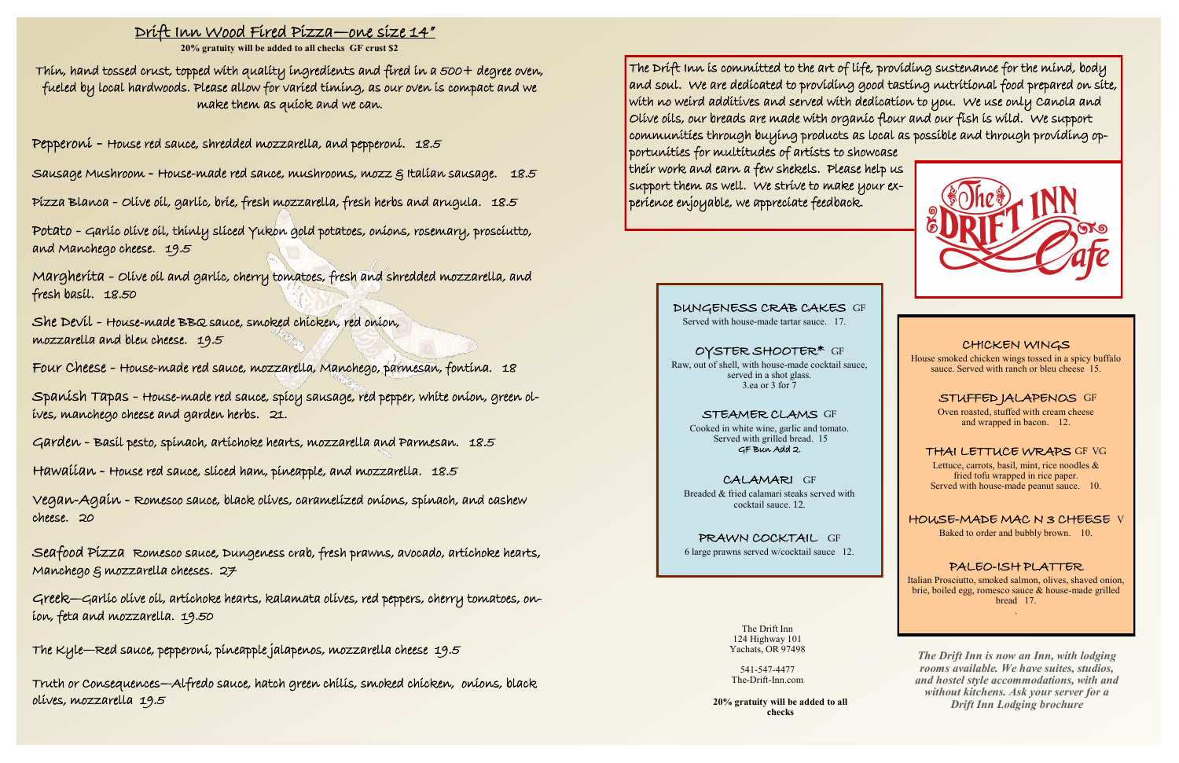## Drift Inn Wood Fired Pizza—one size 14"

**20% gratuity will be added to all checks GF crust $2**

Thin, hand tossed crust, topped with quality ingredients and fired in a 500+ degree oven, fueled by local hardwoods. Please allow for varied timing, as our oven is compact and we make them as quick and we can.

Pepperoni – House red sauce, shredded mozzarella, and pepperoni. 18.5

Sausage Mushroom – House-made red sauce, mushrooms, mozz & Italian sausage. 18.5

Pizza Blanca – Olive oil, garlic, brie, fresh mozzarella, fresh herbs and arugula. 18.5

Potato – Garlic olive oil, thinly sliced Yukon gold potatoes, onions, rosemary, prosciutto, and Manchego cheese. 19.5

Margherita – Olive oil and garlic, cherry tomatoes, fresh and shredded mozzarella, and fresh basil. 18.50

She Devil – House-made BBQ sauce, smoked chicken, red onion, mozzarella and bleu cheese. 19.5

Four Cheese – House-made red sauce, mozzarella, Manchego, parmesan, fontina. 18

Spanish Tapas – House-made red sauce, spicy sausage, red pepper, white onion, green olives, manchego cheese and garden herbs. 21.

Garden – Basil pesto, spinach, artichoke hearts, mozzarella and Parmesan. 18.5

Hawaiian – House red sauce, sliced ham, pineapple, and mozzarella. 18.5

Vegan-Again – Romesco sauce, black olives, caramelized onions, spinach, and cashew cheese. 20

Seafood Pizza Romesco sauce, Dungeness crab, fresh prawns, avocado, artichoke hearts, Manchego & mozzarella cheeses. 27

Greek—Garlic olive oil, artichoke hearts, kalamata olives, red peppers, cherry tomatoes, onion, feta and mozzarella. 19.50

The Kyle—Red sauce, pepperoni, pineapple jalapenos, mozzarella cheese 19.5

Truth or Consequences—Alfredo sauce, hatch green chilis, smoked chicken, onions, black olives, mozzarella 19.5

The Drift Inn is committed to the art of life, providing sustenance for the mind, body and soul. We are dedicated to providing good tasting nutritional food prepared on site, with no weird additives and served with dedication to you. We use only Canola and Olive oils, our breads are made with organic flour and our fish is wild. We support communities through buying products as local as possible and through providing opportunities for multitudes of artists to showcase their work and earn a few shekels. Please help us support them as well. We strive to make your experience enjoyable, we appreciate feedback.

The Drift Inn Cafe

**DUNGENESS CRAB CAKES** GF
Served with house-made tartar sauce. 17.

**OYSTER SHOOTER*** GF
Raw, out of shell, with house-made cocktail sauce, served in a shot glass.
3.ea or 3 for 7

**STEAMER CLAMS** GF
Cooked in white wine, garlic and tomato. Served with grilled bread. 15
GF Bun Add 2.

**CALAMARI** GF
Breaded & fried calamari steaks served with cocktail sauce. 12.

**PRAWN COCKTAIL** GF
6 large prawns served w/cocktail sauce 12.

**CHICKEN WINGS**
House smoked chicken wings tossed in a spicy buffalo sauce. Served with ranch or bleu cheese 15.

**STUFFED JALAPENOS** GF
Oven roasted, stuffed with cream cheese and wrapped in bacon. 12.

**THAI LETTUCE WRAPS** GF VG
Lettuce, carrots, basil, mint, rice noodles & fried tofu wrapped in rice paper. Served with house-made peanut sauce. 10.

**HOUSE-MADE MAC N 3 CHEESE** V
Baked to order and bubbly brown. 10.

**PALEO-ISH PLATTER**
Italian Prosciutto, smoked salmon, olives, shaved onion, brie, boiled egg, romesco sauce & house-made grilled bread 17.

The Drift Inn
124 Highway 101
Yachats, OR 97498

541-547-4477
The-Drift-Inn.com

**20% gratuity will be added to all checks**

*The Drift Inn is now an Inn, with lodging rooms available. We have suites, studios, and hostel style accommodations, with and without kitchens. Ask your server for a Drift Inn Lodging brochure*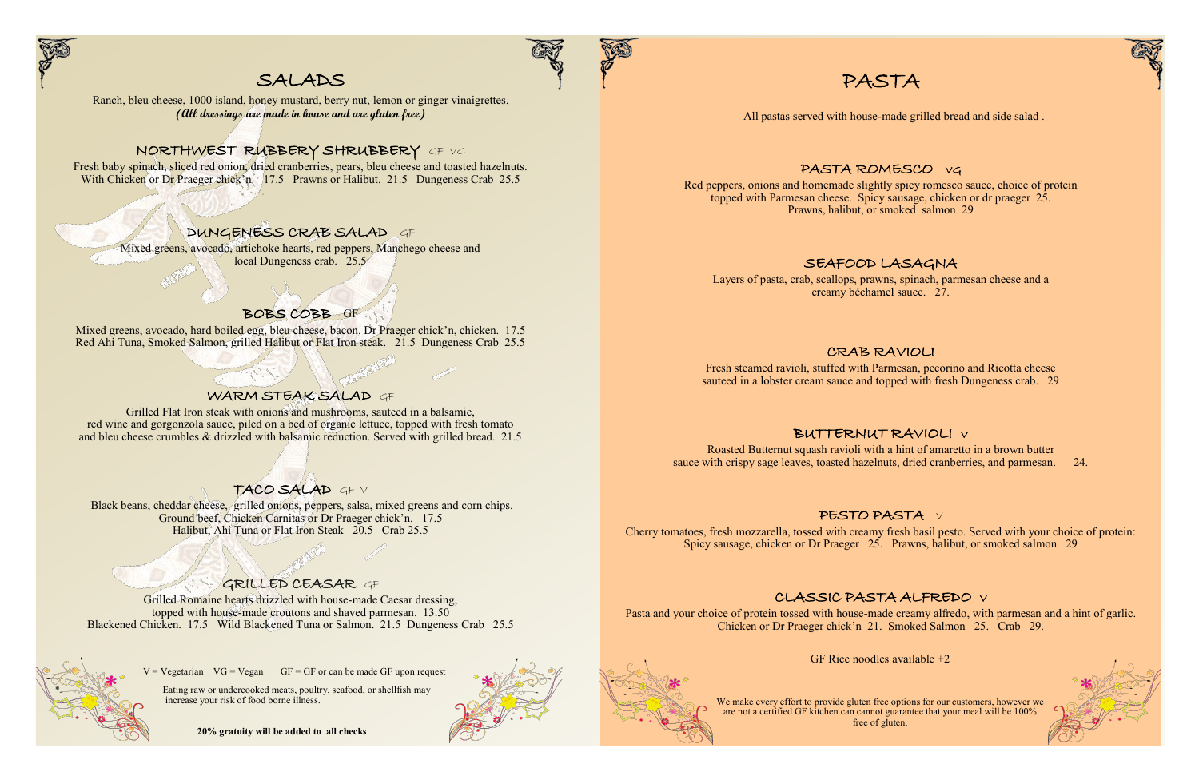# SALADS

Ranch, bleu cheese, 1000 island, honey mustard, berry nut, lemon or ginger vinaigrettes.
***(All dressings are made in house and are gluten free)***

## NORTHWEST RUBBERY SHRUBBERY GF VG

Fresh baby spinach, sliced red onion, dried cranberries, pears, bleu cheese and toasted hazelnuts.
With Chicken or Dr Praeger chick'n. 17.5 Prawns or Halibut. 21.5 Dungeness Crab 25.5

## DUNGENESS CRAB SALAD GF

Mixed greens, avocado, artichoke hearts, red peppers, Manchego cheese and local Dungeness crab. 25.5

## BOBS COBB GF

Mixed greens, avocado, hard boiled egg, bleu cheese, bacon. Dr Praeger chick'n, chicken. 17.5
Red Ahi Tuna, Smoked Salmon, grilled Halibut or Flat Iron steak. 21.5 Dungeness Crab 25.5

## WARM STEAK SALAD GF

Grilled Flat Iron steak with onions and mushrooms, sauteed in a balsamic, red wine and gorgonzola sauce, piled on a bed of organic lettuce, topped with fresh tomato and bleu cheese crumbles & drizzled with balsamic reduction. Served with grilled bread. 21.5

## TACO SALAD GF V

Black beans, cheddar cheese, grilled onions, peppers, salsa, mixed greens and corn chips.
Ground beef, Chicken Carnitas or Dr Praeger chick'n. 17.5
Halibut, Ahi Tuna or Flat Iron Steak 20.5 Crab 25.5

## GRILLED CEASAR GF

Grilled Romaine hearts drizzled with house-made Caesar dressing, topped with house-made croutons and shaved parmesan. 13.50
Blackened Chicken. 17.5 Wild Blackened Tuna or Salmon. 21.5 Dungeness Crab 25.5

V = Vegetarian VG = Vegan GF = GF or can be made GF upon request

Eating raw or undercooked meats, poultry, seafood, or shellfish may increase your risk of food borne illness.

**20% gratuity will be added to all checks**

# PASTA

All pastas served with house-made grilled bread and side salad .

## PASTA ROMESCO VG

Red peppers, onions and homemade slightly spicy romesco sauce, choice of protein topped with Parmesan cheese. Spicy sausage, chicken or dr praeger 25.
Prawns, halibut, or smoked salmon 29

## SEAFOOD LASAGNA

Layers of pasta, crab, scallops, prawns, spinach, parmesan cheese and a creamy béchamel sauce. 27.

## CRAB RAVIOLI

Fresh steamed ravioli, stuffed with Parmesan, pecorino and Ricotta cheese sauteed in a lobster cream sauce and topped with fresh Dungeness crab. 29

## BUTTERNUT RAVIOLI V

Roasted Butternut squash ravioli with a hint of amaretto in a brown butter sauce with crispy sage leaves, toasted hazelnuts, dried cranberries, and parmesan. 24.

## PESTO PASTA V

Cherry tomatoes, fresh mozzarella, tossed with creamy fresh basil pesto. Served with your choice of protein:
Spicy sausage, chicken or Dr Praeger 25. Prawns, halibut, or smoked salmon 29

## CLASSIC PASTA ALFREDO V

Pasta and your choice of protein tossed with house-made creamy alfredo, with parmesan and a hint of garlic.
Chicken or Dr Praeger chick'n 21. Smoked Salmon 25. Crab 29.

GF Rice noodles available +2

We make every effort to provide gluten free options for our customers, however we are not a certified GF kitchen can cannot guarantee that your meal will be 100% free of gluten.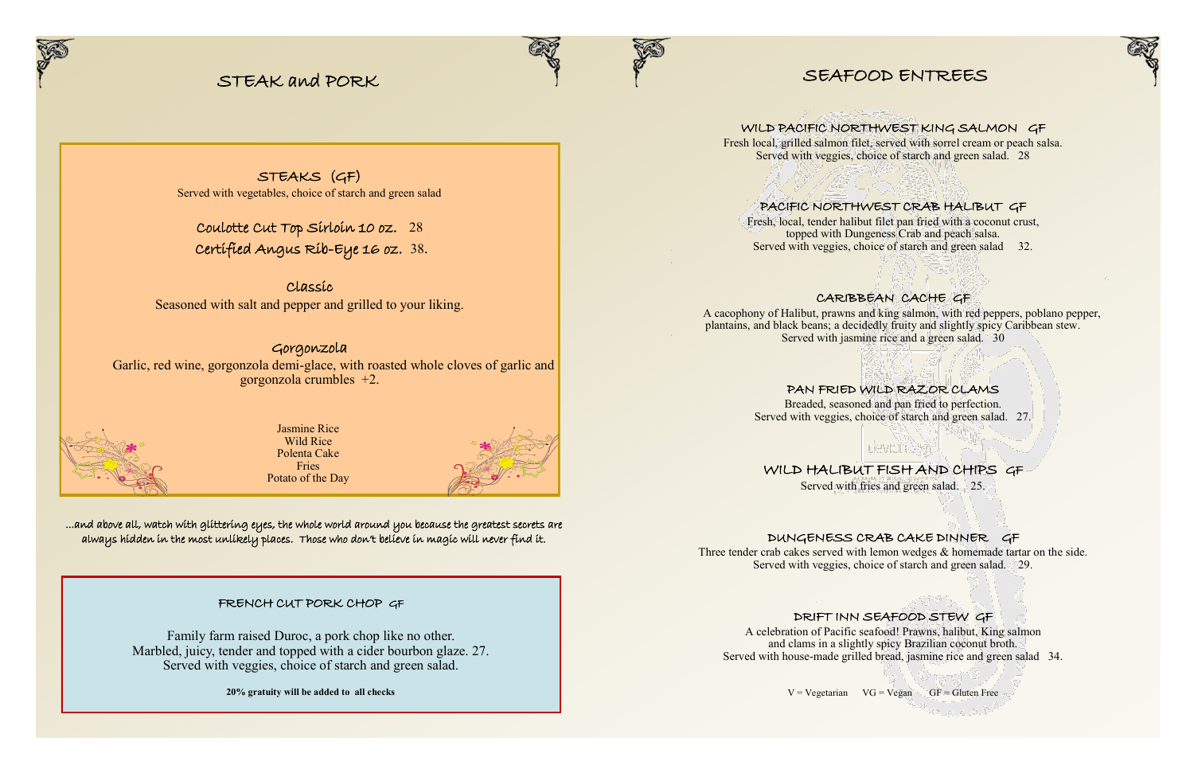# STEAK and PORK

## STEAKS (GF)

Served with vegetables, choice of starch and green salad

**Coulotte Cut Top Sirloin 10 oz.** 28

**Certified Angus Rib-Eye 16 oz.** 38.

### Classic

Seasoned with salt and pepper and grilled to your liking.

### Gorgonzola

Garlic, red wine, gorgonzola demi-glace, with roasted whole cloves of garlic and gorgonzola crumbles +2.

Jasmine Rice
Wild Rice
Polenta Cake
Fries
Potato of the Day

*...and above all, watch with glittering eyes, the whole world around you because the greatest secrets are always hidden in the most unlikely places. Those who don't believe in magic will never find it.*

## FRENCH CUT PORK CHOP GF

Family farm raised Duroc, a pork chop like no other.
Marbled, juicy, tender and topped with a cider bourbon glaze. 27.
Served with veggies, choice of starch and green salad.

**20% gratuity will be added to all checks**

# SEAFOOD ENTREES

## WILD PACIFIC NORTHWEST KING SALMON GF

Fresh local, grilled salmon filet, served with sorrel cream or peach salsa.
Served with veggies, choice of starch and green salad. 28

## PACIFIC NORTHWEST CRAB HALIBUT GF

Fresh, local, tender halibut filet pan fried with a coconut crust,
topped with Dungeness Crab and peach salsa.
Served with veggies, choice of starch and green salad 32.

## CARIBBEAN CACHE GF

A cacophony of Halibut, prawns and king salmon, with red peppers, poblano pepper, plantains, and black beans; a decidedly fruity and slightly spicy Caribbean stew.
Served with jasmine rice and a green salad. 30

## PAN FRIED WILD RAZOR CLAMS

Breaded, seasoned and pan fried to perfection.
Served with veggies, choice of starch and green salad. 27.

## WILD HALIBUT FISH AND CHIPS GF

Served with fries and green salad. 25.

## DUNGENESS CRAB CAKE DINNER GF

Three tender crab cakes served with lemon wedges & homemade tartar on the side.
Served with veggies, choice of starch and green salad. 29.

## DRIFT INN SEAFOOD STEW GF

A celebration of Pacific seafood! Prawns, halibut, King salmon
and clams in a slightly spicy Brazilian coconut broth.
Served with house-made grilled bread, jasmine rice and green salad 34.

V = Vegetarian  VG = Vegan  GF = Gluten Free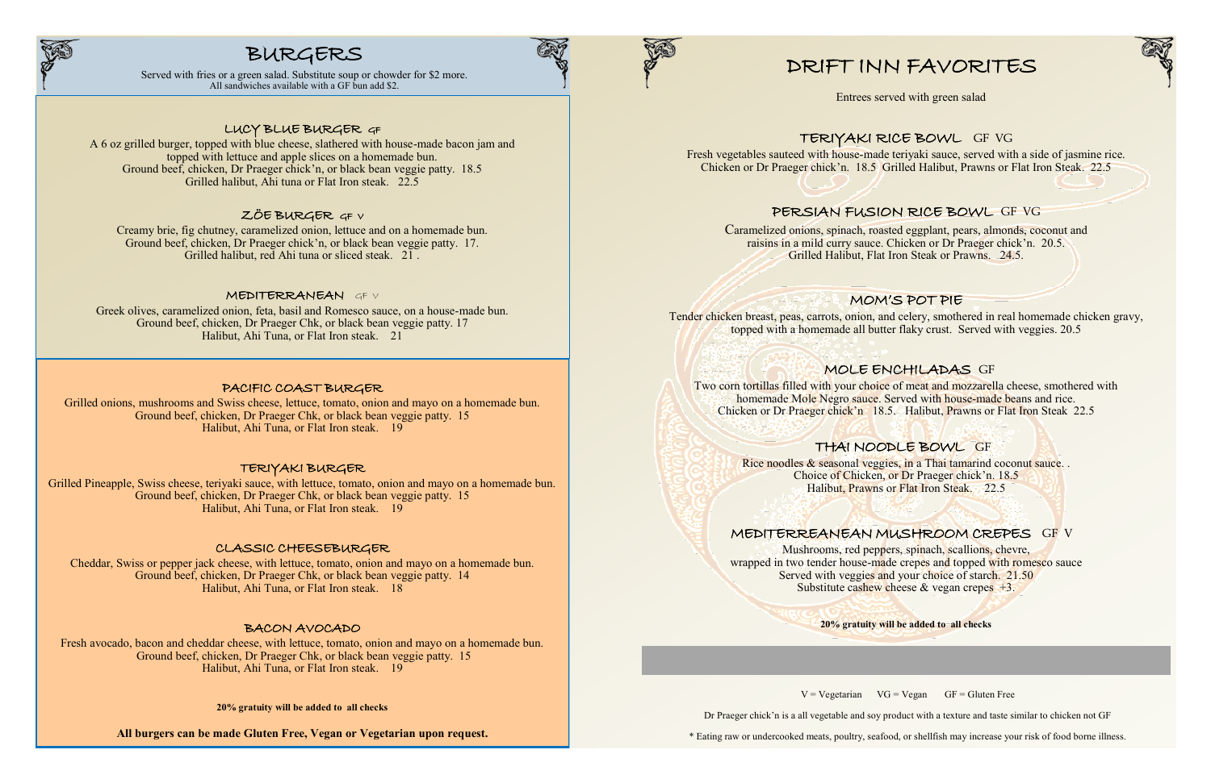# BURGERS

Served with fries or a green salad. Substitute soup or chowder for $2 more.
All sandwiches available with a GF bun add $2.

### LUCY BLUE BURGER GF

A 6 oz grilled burger, topped with blue cheese, slathered with house-made bacon jam and topped with lettuce and apple slices on a homemade bun.
Ground beef, chicken, Dr Praeger chick'n, or black bean veggie patty. 18.5
Grilled halibut, Ahi tuna or Flat Iron steak. 22.5

### ZÖE BURGER GF V

Creamy brie, fig chutney, caramelized onion, lettuce and on a homemade bun.
Ground beef, chicken, Dr Praeger chick'n, or black bean veggie patty. 17.
Grilled halibut, red Ahi tuna or sliced steak. 21 .

### MEDITERRANEAN GF V

Greek olives, caramelized onion, feta, basil and Romesco sauce, on a house-made bun.
Ground beef, chicken, Dr Praeger Chk, or black bean veggie patty. 17
Halibut, Ahi Tuna, or Flat Iron steak. 21

### PACIFIC COAST BURGER

Grilled onions, mushrooms and Swiss cheese, lettuce, tomato, onion and mayo on a homemade bun.
Ground beef, chicken, Dr Praeger Chk, or black bean veggie patty. 15
Halibut, Ahi Tuna, or Flat Iron steak. 19

### TERIYAKI BURGER

Grilled Pineapple, Swiss cheese, teriyaki sauce, with lettuce, tomato, onion and mayo on a homemade bun.
Ground beef, chicken, Dr Praeger Chk, or black bean veggie patty. 15
Halibut, Ahi Tuna, or Flat Iron steak. 19

### CLASSIC CHEESEBURGER

Cheddar, Swiss or pepper jack cheese, with lettuce, tomato, onion and mayo on a homemade bun.
Ground beef, chicken, Dr Praeger Chk, or black bean veggie patty. 14
Halibut, Ahi Tuna, or Flat Iron steak. 18

### BACON AVOCADO

Fresh avocado, bacon and cheddar cheese, with lettuce, tomato, onion and mayo on a homemade bun.
Ground beef, chicken, Dr Praeger Chk, or black bean veggie patty. 15
Halibut, Ahi Tuna, or Flat Iron steak. 19

**20% gratuity will be added to all checks**

**All burgers can be made Gluten Free, Vegan or Vegetarian upon request.**

# DRIFT INN FAVORITES

Entrees served with green salad

### TERIYAKI RICE BOWL GF VG

Fresh vegetables sauteed with house-made teriyaki sauce, served with a side of jasmine rice.
Chicken or Dr Praeger chick'n. 18.5 Grilled Halibut, Prawns or Flat Iron Steak. 22.5

### PERSIAN FUSION RICE BOWL GF VG

Caramelized onions, spinach, roasted eggplant, pears, almonds, coconut and raisins in a mild curry sauce. Chicken or Dr Praeger chick'n. 20.5.
Grilled Halibut, Flat Iron Steak or Prawns. 24.5.

### MOM'S POT PIE

Tender chicken breast, peas, carrots, onion, and celery, smothered in real homemade chicken gravy, topped with a homemade all butter flaky crust. Served with veggies. 20.5

### MOLE ENCHILADAS GF

Two corn tortillas filled with your choice of meat and mozzarella cheese, smothered with homemade Mole Negro sauce. Served with house-made beans and rice.
Chicken or Dr Praeger chick'n 18.5. Halibut, Prawns or Flat Iron Steak 22.5

### THAI NOODLE BOWL GF

Rice noodles & seasonal veggies, in a Thai tamarind coconut sauce. .
Choice of Chicken, or Dr Praeger chick'n. 18.5
Halibut, Prawns or Flat Iron Steak. 22.5

### MEDITERREANEAN MUSHROOM CREPES GF V

Mushrooms, red peppers, spinach, scallions, chevre,
wrapped in two tender house-made crepes and topped with romesco sauce
Served with veggies and your choice of starch. 21.50
Substitute cashew cheese & vegan crepes +3.

**20% gratuity will be added to all checks**

V = Vegetarian VG = Vegan GF = Gluten Free

Dr Praeger chick'n is a all vegetable and soy product with a texture and taste similar to chicken not GF

* Eating raw or undercooked meats, poultry, seafood, or shellfish may increase your risk of food borne illness.